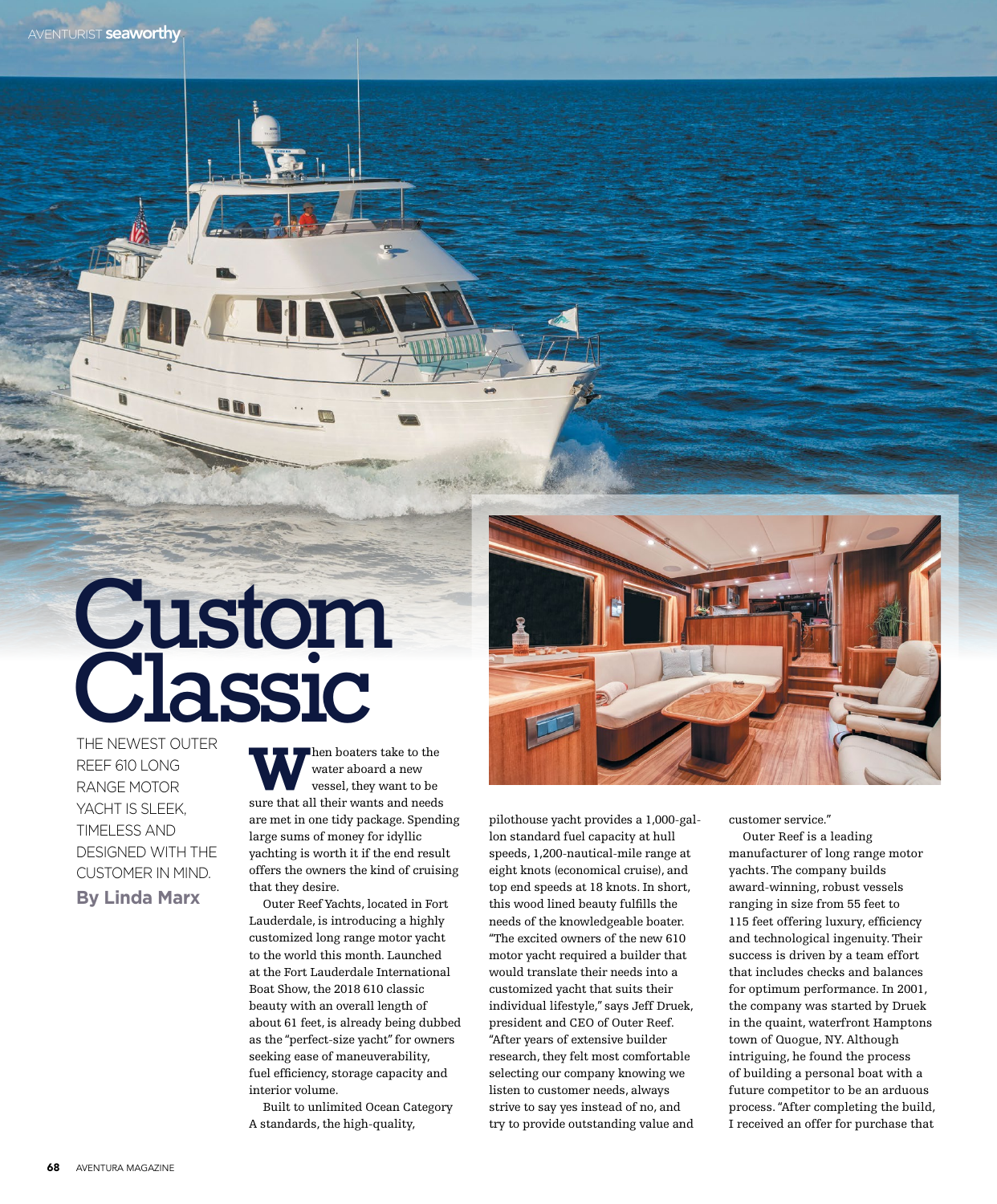# Custom Classic

THE NEWEST OUTER REEF 610 LONG RANGE MOTOR YACHT IS SLEEK, TIMELESS AND DESIGNED WITH THE CUSTOMER IN MIND.

**By Linda Marx**

When boaters take to the water aboard a new vessel, they want to be sure that all their wants and needs are met in one tidy package. Spending large sums of money for idyllic yachting is worth it if the end result offers the owners the kind of cruising that they desire.

Outer Reef Yachts, located in Fort Lauderdale, is introducing a highly customized long range motor yacht to the world this month. Launched at the Fort Lauderdale International Boat Show, the 2018 610 classic beauty with an overall length of about 61 feet, is already being dubbed as the "perfect-size yacht" for owners seeking ease of maneuverability, fuel efficiency, storage capacity and interior volume.

Built to unlimited Ocean Category A standards, the high-quality, pilothouse yacht provides a 1,000-gallon standard fuel capacity at hull speeds, 1,200-nautical-mile range at eight knots (economical cruise), and top end speeds at 18 knots. In short, this wood lined beauty fulfills the needs of the knowledgeable boater. "The excited owners of the new 610 motor yacht required a builder that would translate their needs into a customized yacht that suits their individual lifestyle," says Jeff Druek, president and CEO of Outer Reef. "After years of extensive builder research, they felt most comfortable selecting our company knowing we listen to customer needs, always strive to say yes instead of no, and try to provide outstanding value and customer service."

Outer Reef is a leading manufacturer of long range motor yachts. The company builds award-winning, robust vessels ranging in size from 55 feet to 115 feet offering luxury, efficiency and technological ingenuity. Their success is driven by a team effort that includes checks and balances for optimum performance. In 2001, the company was started by Druek in the quaint, waterfront Hamptons town of Quogue, NY. Although intriguing, he found the process of building a personal boat with a future competitor to be an arduous process. "After completing the build, I received an offer for purchase that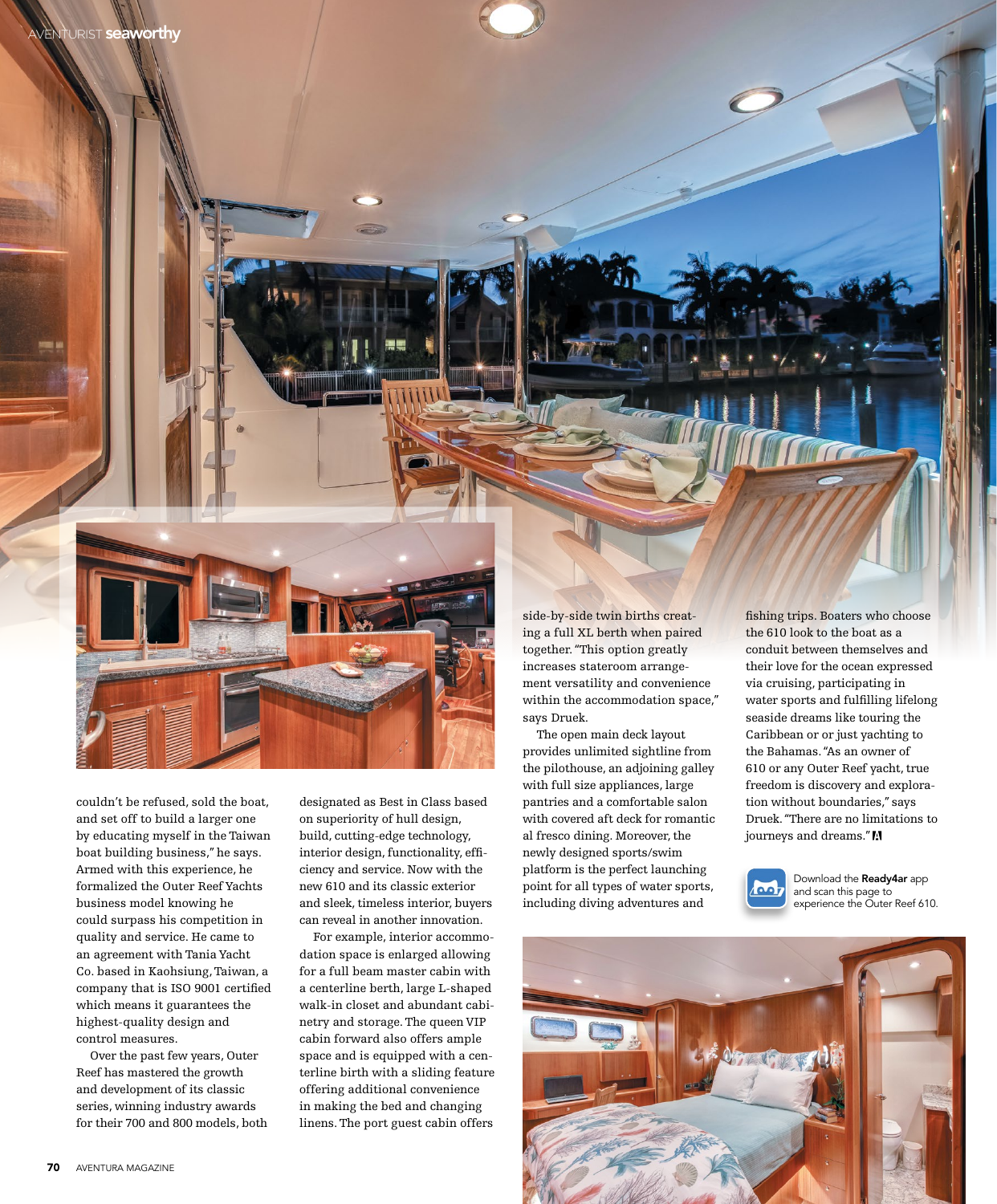couldn't be refused, sold the boat, and set off to build a larger one by educating myself in the Taiwan boat building business," he says. Armed with this experience, he formalized the Outer Reef Yachts business model knowing he could surpass his competition in quality and service. He came to an agreement with Tania Yacht Co. based in Kaohsiung, Taiwan, a company that is ISO 9001 certified which means it guarantees the highest-quality design and control measures.

Over the past few years, Outer Reef has mastered the growth and development of its classic series, winning industry awards for their 700 and 800 models, both designated as Best in Class based on superiority of hull design, build, cutting-edge technology, interior design, functionality, efficiency and service. Now with the new 610 and its classic exterior and sleek, timeless interior, buyers can reveal in another innovation.

For example, interior accommodation space is enlarged allowing for a full beam master cabin with a centerline berth, large L-shaped walk-in closet and abundant cabinetry and storage. The queen VIP cabin forward also offers ample space and is equipped with a centerline birth with a sliding feature offering additional convenience in making the bed and changing linens. The port guest cabin offers side-by-side twin births creating a full XL berth when paired together. "This option greatly increases stateroom arrangement versatility and convenience within the accommodation space," says Druek.

The open main deck layout provides unlimited sightline from the pilothouse, an adjoining galley with full size appliances, large pantries and a comfortable salon with covered aft deck for romantic al fresco dining. Moreover, the newly designed sports/swim platform is the perfect launching point for all types of water sports, including diving adventures and fishing trips. Boaters who choose the 610 look to the boat as a conduit between themselves and their love for the ocean expressed via cruising, participating in water sports and fulfilling lifelong seaside dreams like touring the Caribbean or or just yachting to the Bahamas. "As an owner of 610 or any Outer Reef yacht, true freedom is discovery and exploration without boundaries," says Druek. "There are no limitations to journeys and dreams."

Download the **Ready4ar** app and scan this page to experience the Outer Reef 610.